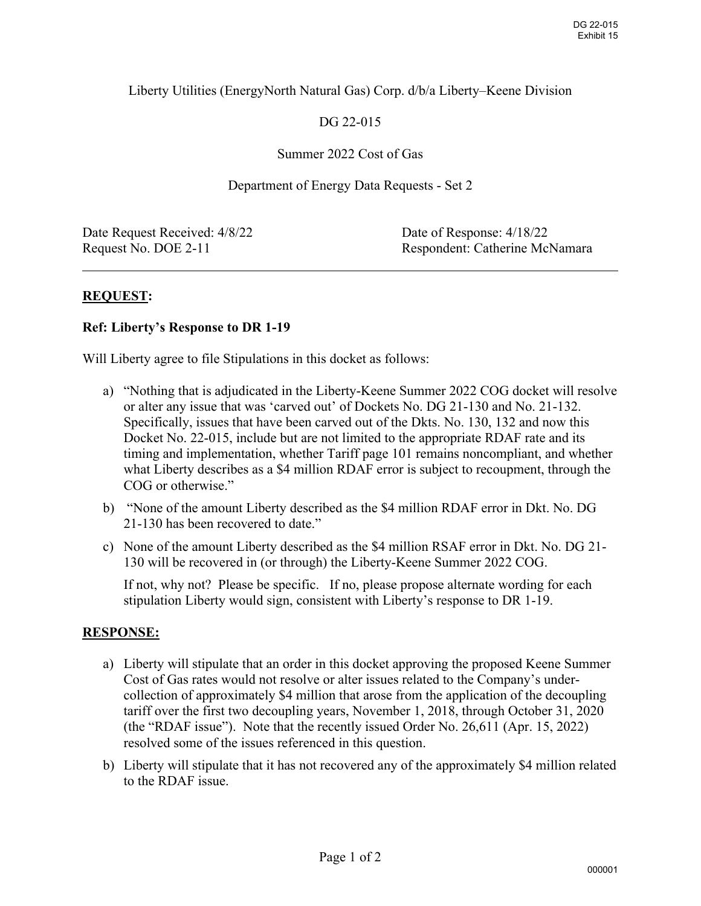DG 22-015
Exhibit 15

Liberty Utilities (EnergyNorth Natural Gas) Corp. d/b/a Liberty–Keene Division

DG 22-015

Summer 2022 Cost of Gas

Department of Energy Data Requests - Set 2

| | |
|---|---|
| Date Request Received: 4/8/22 | Date of Response: 4/18/22 |
| Request No. DOE 2-11 | Respondent: Catherine McNamara |

---

**REQUEST:**

**Ref: Liberty's Response to DR 1-19**

Will Liberty agree to file Stipulations in this docket as follows:

a) "Nothing that is adjudicated in the Liberty-Keene Summer 2022 COG docket will resolve or alter any issue that was 'carved out' of Dockets No. DG 21-130 and No. 21-132. Specifically, issues that have been carved out of the Dkts. No. 130, 132 and now this Docket No. 22-015, include but are not limited to the appropriate RDAF rate and its timing and implementation, whether Tariff page 101 remains noncompliant, and whether what Liberty describes as a $4 million RDAF error is subject to recoupment, through the COG or otherwise."

b) "None of the amount Liberty described as the $4 million RDAF error in Dkt. No. DG 21-130 has been recovered to date."

c) None of the amount Liberty described as the $4 million RSAF error in Dkt. No. DG 21-130 will be recovered in (or through) the Liberty-Keene Summer 2022 COG.

   If not, why not? Please be specific. If no, please propose alternate wording for each stipulation Liberty would sign, consistent with Liberty's response to DR 1-19.

**RESPONSE:**

a) Liberty will stipulate that an order in this docket approving the proposed Keene Summer Cost of Gas rates would not resolve or alter issues related to the Company's under-collection of approximately $4 million that arose from the application of the decoupling tariff over the first two decoupling years, November 1, 2018, through October 31, 2020 (the "RDAF issue"). Note that the recently issued Order No. 26,611 (Apr. 15, 2022) resolved some of the issues referenced in this question.

b) Liberty will stipulate that it has not recovered any of the approximately $4 million related to the RDAF issue.

000001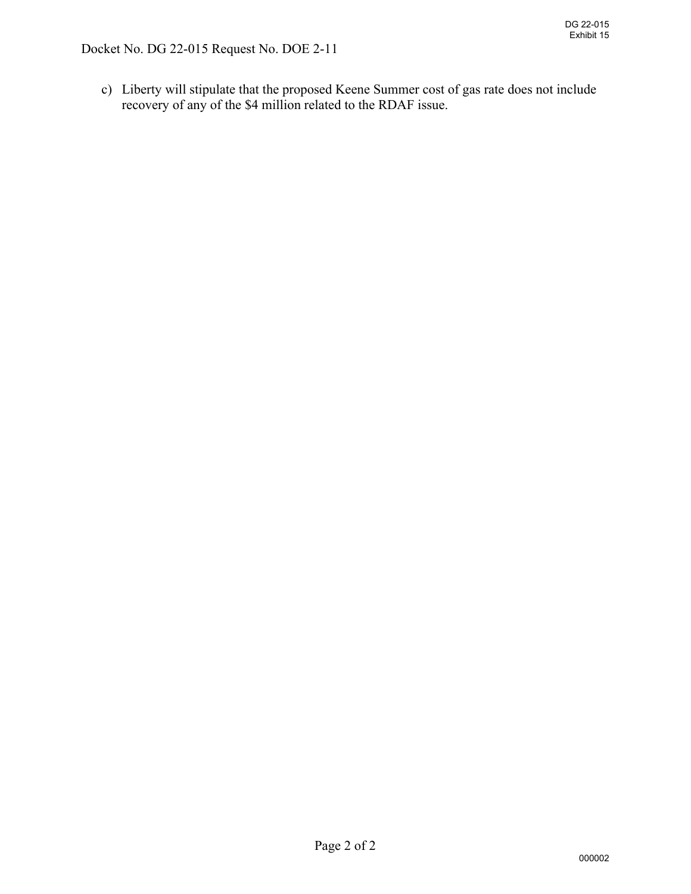c) Liberty will stipulate that the proposed Keene Summer cost of gas rate does not include recovery of any of the $4 million related to the RDAF issue.